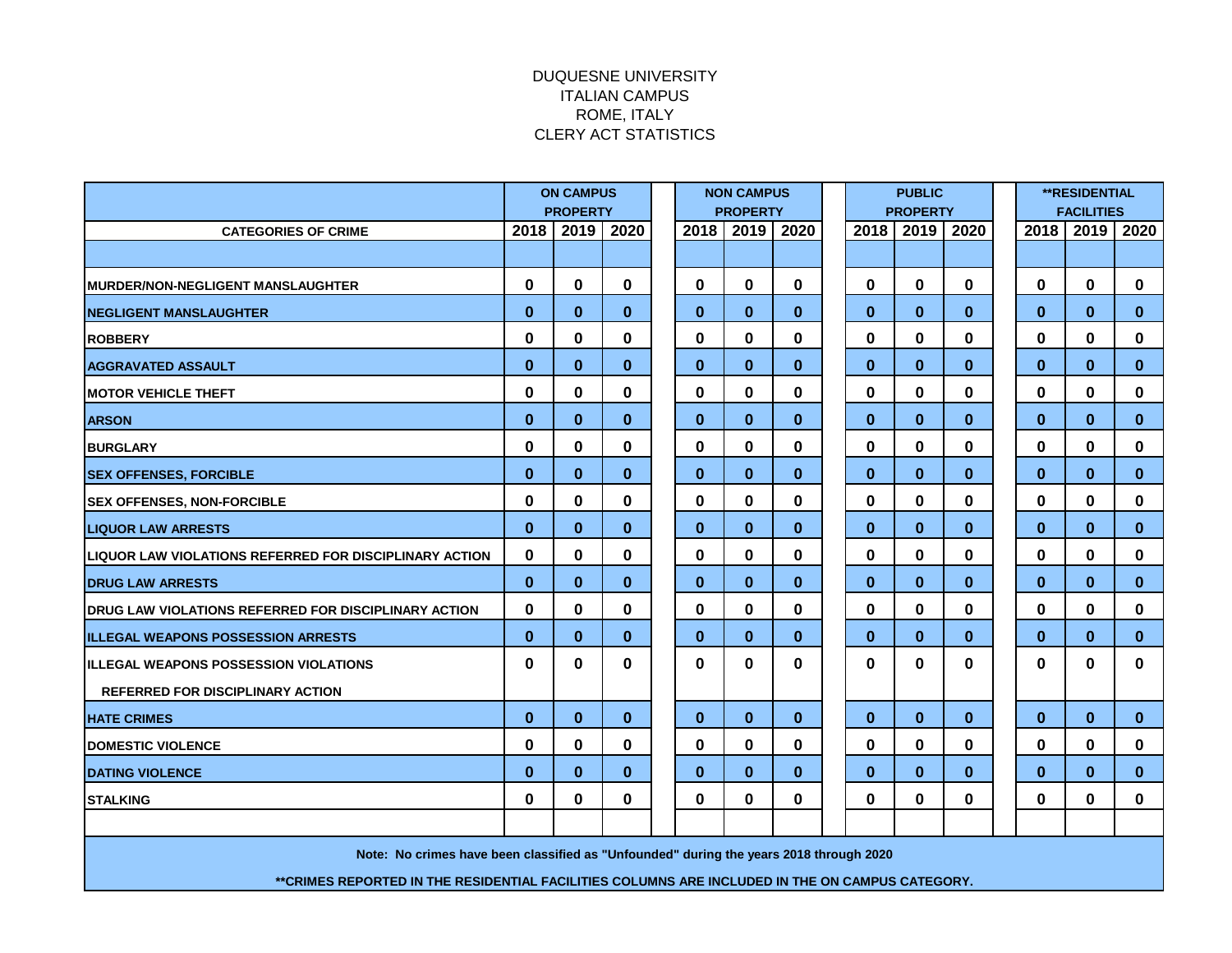# DUQUESNE UNIVERSITY
## ITALIAN CAMPUS
## ROME, ITALY
## CLERY ACT STATISTICS

| CATEGORIES OF CRIME | ON CAMPUS PROPERTY | | | NON CAMPUS PROPERTY | | | PUBLIC PROPERTY | | | **RESIDENTIAL FACILITIES | | |
|---|---|---|---|---|---|---|---|---|---|---|---|---|
| | 2018 | 2019 | 2020 | 2018 | 2019 | 2020 | 2018 | 2019 | 2020 | 2018 | 2019 | 2020 |
| MURDER/NON-NEGLIGENT MANSLAUGHTER | 0 | 0 | 0 | 0 | 0 | 0 | 0 | 0 | 0 | 0 | 0 | 0 |
| NEGLIGENT MANSLAUGHTER | 0 | 0 | 0 | 0 | 0 | 0 | 0 | 0 | 0 | 0 | 0 | 0 |
| ROBBERY | 0 | 0 | 0 | 0 | 0 | 0 | 0 | 0 | 0 | 0 | 0 | 0 |
| AGGRAVATED ASSAULT | 0 | 0 | 0 | 0 | 0 | 0 | 0 | 0 | 0 | 0 | 0 | 0 |
| MOTOR VEHICLE THEFT | 0 | 0 | 0 | 0 | 0 | 0 | 0 | 0 | 0 | 0 | 0 | 0 |
| ARSON | 0 | 0 | 0 | 0 | 0 | 0 | 0 | 0 | 0 | 0 | 0 | 0 |
| BURGLARY | 0 | 0 | 0 | 0 | 0 | 0 | 0 | 0 | 0 | 0 | 0 | 0 |
| SEX OFFENSES, FORCIBLE | 0 | 0 | 0 | 0 | 0 | 0 | 0 | 0 | 0 | 0 | 0 | 0 |
| SEX OFFENSES, NON-FORCIBLE | 0 | 0 | 0 | 0 | 0 | 0 | 0 | 0 | 0 | 0 | 0 | 0 |
| LIQUOR LAW ARRESTS | 0 | 0 | 0 | 0 | 0 | 0 | 0 | 0 | 0 | 0 | 0 | 0 |
| LIQUOR LAW VIOLATIONS REFERRED FOR DISCIPLINARY ACTION | 0 | 0 | 0 | 0 | 0 | 0 | 0 | 0 | 0 | 0 | 0 | 0 |
| DRUG LAW ARRESTS | 0 | 0 | 0 | 0 | 0 | 0 | 0 | 0 | 0 | 0 | 0 | 0 |
| DRUG LAW VIOLATIONS REFERRED FOR DISCIPLINARY ACTION | 0 | 0 | 0 | 0 | 0 | 0 | 0 | 0 | 0 | 0 | 0 | 0 |
| ILLEGAL WEAPONS POSSESSION ARRESTS | 0 | 0 | 0 | 0 | 0 | 0 | 0 | 0 | 0 | 0 | 0 | 0 |
| ILLEGAL WEAPONS POSSESSION VIOLATIONS REFERRED FOR DISCIPLINARY ACTION | 0 | 0 | 0 | 0 | 0 | 0 | 0 | 0 | 0 | 0 | 0 | 0 |
| HATE CRIMES | 0 | 0 | 0 | 0 | 0 | 0 | 0 | 0 | 0 | 0 | 0 | 0 |
| DOMESTIC VIOLENCE | 0 | 0 | 0 | 0 | 0 | 0 | 0 | 0 | 0 | 0 | 0 | 0 |
| DATING VIOLENCE | 0 | 0 | 0 | 0 | 0 | 0 | 0 | 0 | 0 | 0 | 0 | 0 |
| STALKING | 0 | 0 | 0 | 0 | 0 | 0 | 0 | 0 | 0 | 0 | 0 | 0 |

**Note: No crimes have been classified as "Unfounded" during the years 2018 through 2020**

****CRIMES REPORTED IN THE RESIDENTIAL FACILITIES COLUMNS ARE INCLUDED IN THE ON CAMPUS CATEGORY.**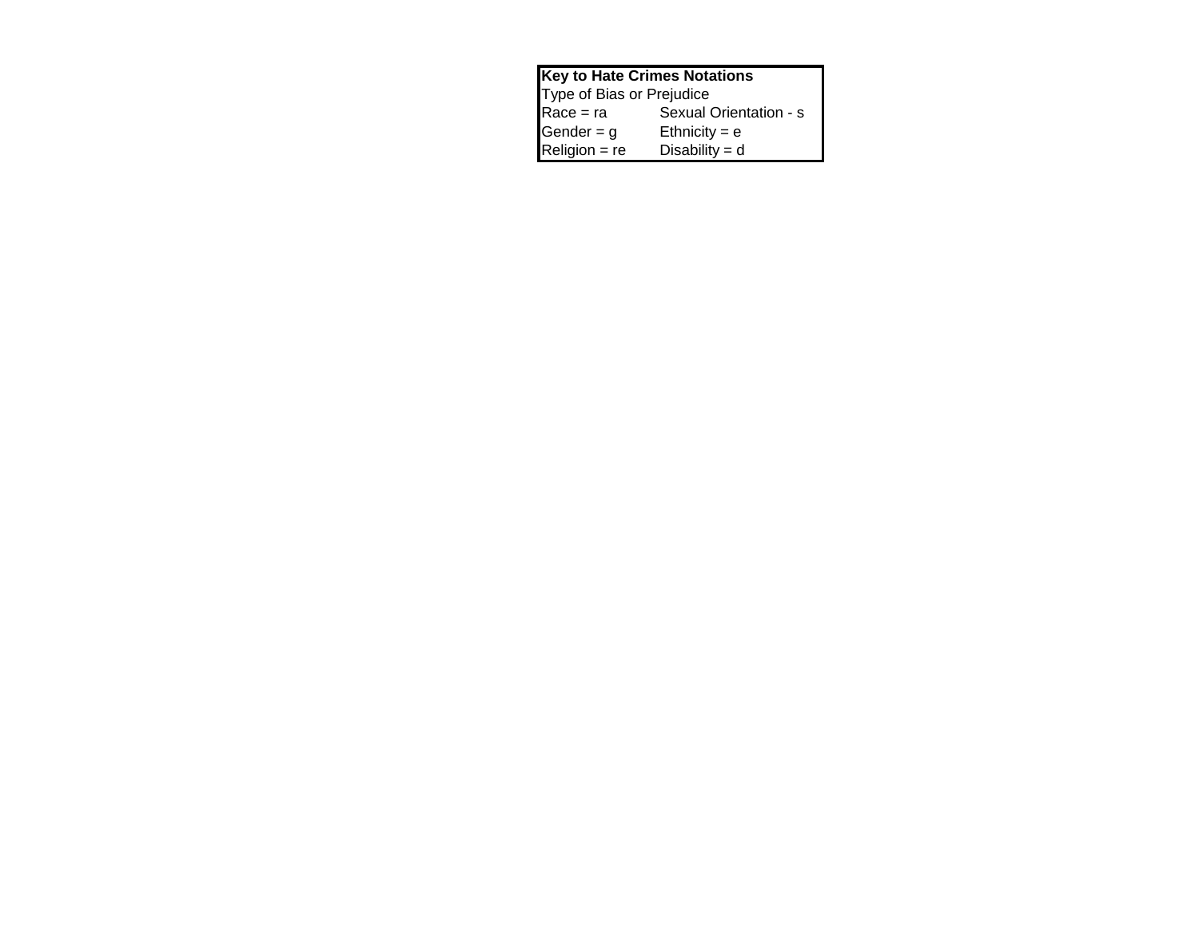**Key to Hate Crimes Notations**

Type of Bias or Prejudice

| | |
|---|---|
| Race = ra | Sexual Orientation - s |
| Gender = g | Ethnicity = e |
| Religion = re | Disability = d |